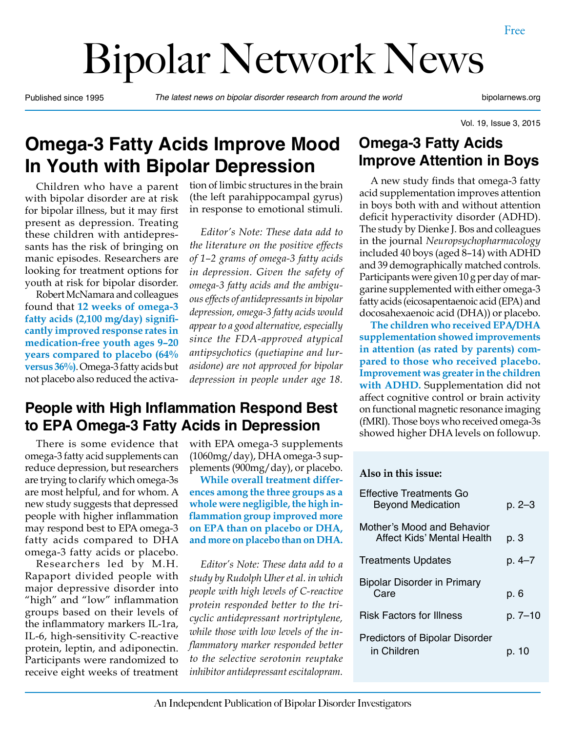Free

# Bipolar Network News

Published since 1995 — *The latest news on bipolar disorder research from around the world* — bipolarnews.org

Vol. 19, Issue 3, 2015

## Omega-3 Fatty Acids Improve Mood In Youth with Bipolar Depression

Children who have a parent with bipolar disorder are at risk for bipolar illness, but it may first present as depression. Treating these children with antidepressants has the risk of bringing on manic episodes. Researchers are looking for treatment options for youth at risk for bipolar disorder.

Robert McNamara and colleagues found that **12 weeks of omega-3 fatty acids (2,100 mg/day) significantly improved response rates in medication-free youth ages 9–20 years compared to placebo (64% versus 36%)**. Omega-3 fatty acids but not placebo also reduced the activation of limbic structures in the brain (the left parahippocampal gyrus) in response to emotional stimuli.

*Editor's Note: These data add to the literature on the positive effects of 1–2 grams of omega-3 fatty acids in depression. Given the safety of omega-3 fatty acids and the ambiguous effects of antidepressants in bipolar depression, omega-3 fatty acids would appear to a good alternative, especially since the FDA-approved atypical antipsychotics (quetiapine and lurasidone) are not approved for bipolar depression in people under age 18.*

## People with High Inflammation Respond Best to EPA Omega-3 Fatty Acids in Depression

There is some evidence that omega-3 fatty acid supplements can reduce depression, but researchers are trying to clarify which omega-3s are most helpful, and for whom. A new study suggests that depressed people with higher inflammation may respond best to EPA omega-3 fatty acids compared to DHA omega-3 fatty acids or placebo.

Researchers led by M.H. Rapaport divided people with major depressive disorder into "high" and "low" inflammation groups based on their levels of the inflammatory markers IL-1ra, IL-6, high-sensitivity C-reactive protein, leptin, and adiponectin. Participants were randomized to receive eight weeks of treatment with EPA omega-3 supplements (1060mg/day), DHA omega-3 supplements (900mg/day), or placebo.

**While overall treatment differences among the three groups as a whole were negligible, the high inflammation group improved more on EPA than on placebo or DHA, and more on placebo than on DHA.**

*Editor's Note: These data add to a study by Rudolph Uher et al. in which people with high levels of C-reactive protein responded better to the tricyclic antidepressant nortriptylene, while those with low levels of the inflammatory marker responded better to the selective serotonin reuptake inhibitor antidepressant escitalopram.*

## Omega-3 Fatty Acids Improve Attention in Boys

A new study finds that omega-3 fatty acid supplementation improves attention in boys both with and without attention deficit hyperactivity disorder (ADHD). The study by Dienke J. Bos and colleagues in the journal *Neuropsychopharmacology* included 40 boys (aged 8–14) with ADHD and 39 demographically matched controls. Participants were given 10 g per day of margarine supplemented with either omega-3 fatty acids (eicosapentaenoic acid (EPA) and docosahexaenoic acid (DHA)) or placebo.

**The children who received EPA/DHA supplementation showed improvements in attention (as rated by parents) compared to those who received placebo. Improvement was greater in the children with ADHD.** Supplementation did not affect cognitive control or brain activity on functional magnetic resonance imaging (fMRI). Those boys who received omega-3s showed higher DHA levels on followup.

**Also in this issue:**

| | |
|---|---|
| Effective Treatments Go Beyond Medication | p. 2–3 |
| Mother's Mood and Behavior Affect Kids' Mental Health | p. 3 |
| Treatments Updates | p. 4–7 |
| Bipolar Disorder in Primary Care | p. 6 |
| Risk Factors for Illness | p. 7–10 |
| Predictors of Bipolar Disorder in Children | p. 10 |

An Independent Publication of Bipolar Disorder Investigators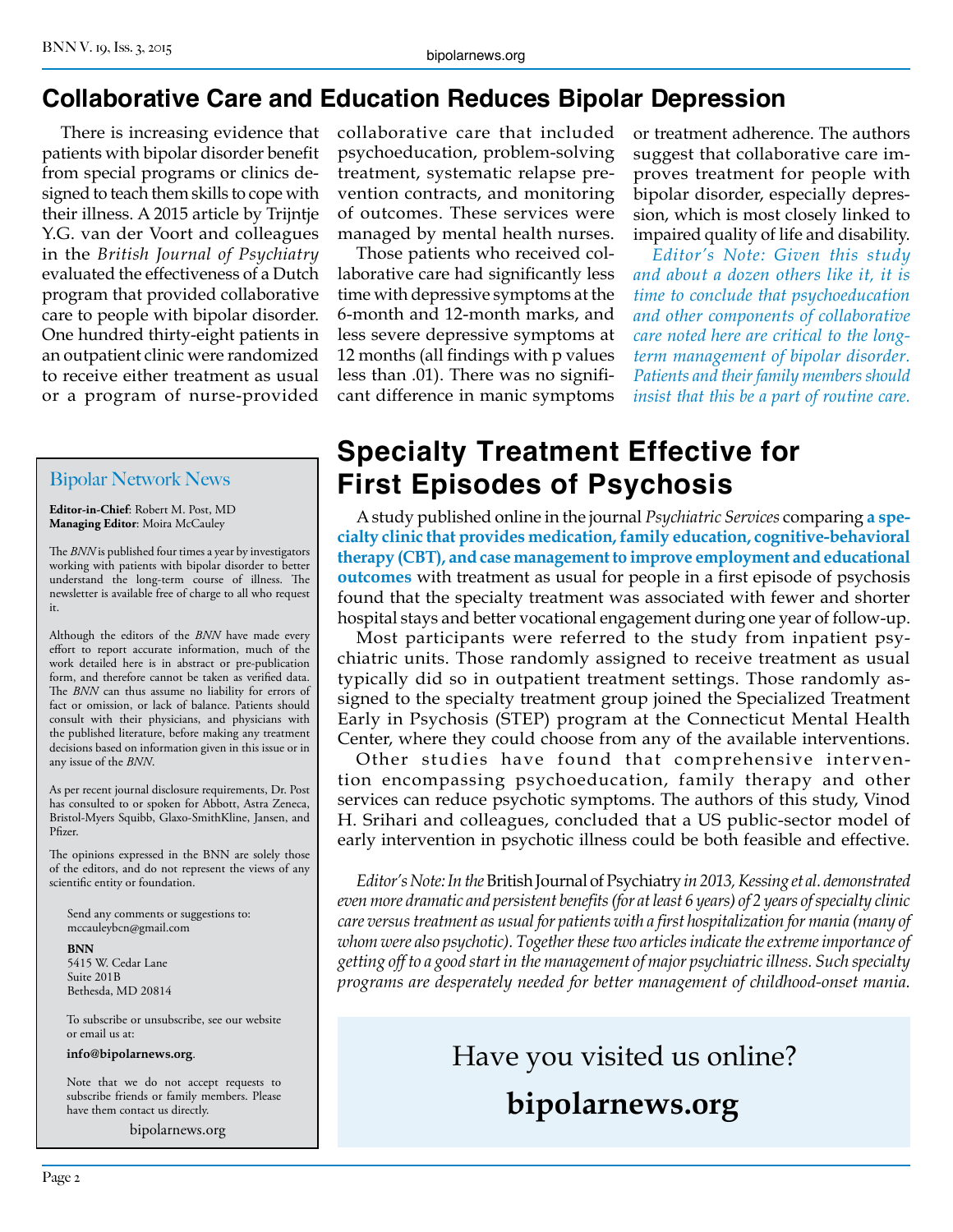## Collaborative Care and Education Reduces Bipolar Depression

There is increasing evidence that patients with bipolar disorder benefit from special programs or clinics designed to teach them skills to cope with their illness. A 2015 article by Trijntje Y.G. van der Voort and colleagues in the *British Journal of Psychiatry* evaluated the effectiveness of a Dutch program that provided collaborative care to people with bipolar disorder. One hundred thirty-eight patients in an outpatient clinic were randomized to receive either treatment as usual or a program of nurse-provided collaborative care that included psychoeducation, problem-solving treatment, systematic relapse prevention contracts, and monitoring of outcomes. These services were managed by mental health nurses.

Those patients who received collaborative care had significantly less time with depressive symptoms at the 6-month and 12-month marks, and less severe depressive symptoms at 12 months (all findings with p values less than .01). There was no significant difference in manic symptoms or treatment adherence. The authors suggest that collaborative care improves treatment for people with bipolar disorder, especially depression, which is most closely linked to impaired quality of life and disability.

*Editor's Note: Given this study and about a dozen others like it, it is time to conclude that psychoeducation and other components of collaborative care noted here are critical to the long-term management of bipolar disorder. Patients and their family members should insist that this be a part of routine care.*

## Specialty Treatment Effective for First Episodes of Psychosis

A study published online in the journal *Psychiatric Services* comparing **a specialty clinic that provides medication, family education, cognitive-behavioral therapy (CBT), and case management to improve employment and educational outcomes** with treatment as usual for people in a first episode of psychosis found that the specialty treatment was associated with fewer and shorter hospital stays and better vocational engagement during one year of follow-up.

Most participants were referred to the study from inpatient psychiatric units. Those randomly assigned to receive treatment as usual typically did so in outpatient treatment settings. Those randomly assigned to the specialty treatment group joined the Specialized Treatment Early in Psychosis (STEP) program at the Connecticut Mental Health Center, where they could choose from any of the available interventions.

Other studies have found that comprehensive intervention encompassing psychoeducation, family therapy and other services can reduce psychotic symptoms. The authors of this study, Vinod H. Srihari and colleagues, concluded that a US public-sector model of early intervention in psychotic illness could be both feasible and effective.

*Editor's Note: In the* British Journal of Psychiatry *in 2013, Kessing et al. demonstrated even more dramatic and persistent benefits (for at least 6 years) of 2 years of specialty clinic care versus treatment as usual for patients with a first hospitalization for mania (many of whom were also psychotic). Together these two articles indicate the extreme importance of getting off to a good start in the management of major psychiatric illness. Such specialty programs are desperately needed for better management of childhood-onset mania.*

---

### Bipolar Network News

**Editor-in-Chief**: Robert M. Post, MD
**Managing Editor**: Moira McCauley

The *BNN* is published four times a year by investigators working with patients with bipolar disorder to better understand the long-term course of illness. The newsletter is available free of charge to all who request it.

Although the editors of the *BNN* have made every effort to report accurate information, much of the work detailed here is in abstract or pre-publication form, and therefore cannot be taken as verified data. The *BNN* can thus assume no liability for errors of fact or omission, or lack of balance. Patients should consult with their physicians, and physicians with the published literature, before making any treatment decisions based on information given in this issue or in any issue of the *BNN*.

As per recent journal disclosure requirements, Dr. Post has consulted to or spoken for Abbott, Astra Zeneca, Bristol-Myers Squibb, Glaxo-SmithKline, Jansen, and Pfizer.

The opinions expressed in the BNN are solely those of the editors, and do not represent the views of any scientific entity or foundation.

Send any comments or suggestions to:
mccauleybcn@gmail.com

**BNN**
5415 W. Cedar Lane
Suite 201B
Bethesda, MD 20814

To subscribe or unsubscribe, see our website or email us at:

**info@bipolarnews.org**.

Note that we do not accept requests to subscribe friends or family members. Please have them contact us directly.

bipolarnews.org

---

Have you visited us online?

**bipolarnews.org**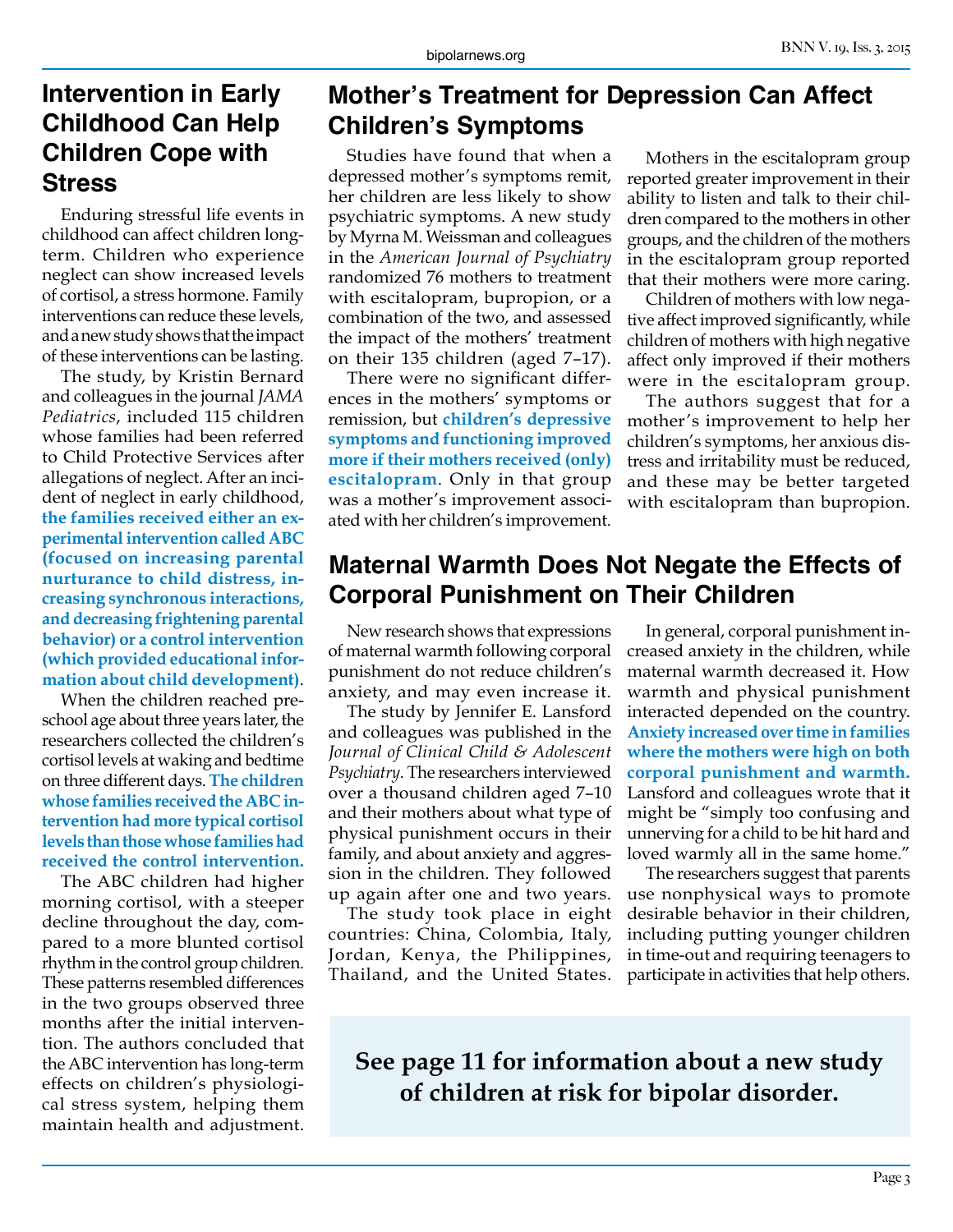## Intervention in Early Childhood Can Help Children Cope with Stress

Enduring stressful life events in childhood can affect children long-term. Children who experience neglect can show increased levels of cortisol, a stress hormone. Family interventions can reduce these levels, and a new study shows that the impact of these interventions can be lasting.

The study, by Kristin Bernard and colleagues in the journal *JAMA Pediatrics*, included 115 children whose families had been referred to Child Protective Services after allegations of neglect. After an incident of neglect in early childhood, **the families received either an experimental intervention called ABC (focused on increasing parental nurturance to child distress, increasing synchronous interactions, and decreasing frightening parental behavior) or a control intervention (which provided educational information about child development)**.

When the children reached preschool age about three years later, the researchers collected the children's cortisol levels at waking and bedtime on three different days. **The children whose families received the ABC intervention had more typical cortisol levels than those whose families had received the control intervention.**

The ABC children had higher morning cortisol, with a steeper decline throughout the day, compared to a more blunted cortisol rhythm in the control group children. These patterns resembled differences in the two groups observed three months after the initial intervention. The authors concluded that the ABC intervention has long-term effects on children's physiological stress system, helping them maintain health and adjustment.

## Mother's Treatment for Depression Can Affect Children's Symptoms

Studies have found that when a depressed mother's symptoms remit, her children are less likely to show psychiatric symptoms. A new study by Myrna M. Weissman and colleagues in the *American Journal of Psychiatry* randomized 76 mothers to treatment with escitalopram, bupropion, or a combination of the two, and assessed the impact of the mothers' treatment on their 135 children (aged 7–17).

There were no significant differences in the mothers' symptoms or remission, but **children's depressive symptoms and functioning improved more if their mothers received (only) escitalopram**. Only in that group was a mother's improvement associated with her children's improvement.

Mothers in the escitalopram group reported greater improvement in their ability to listen and talk to their children compared to the mothers in other groups, and the children of the mothers in the escitalopram group reported that their mothers were more caring.

Children of mothers with low negative affect improved significantly, while children of mothers with high negative affect only improved if their mothers were in the escitalopram group.

The authors suggest that for a mother's improvement to help her children's symptoms, her anxious distress and irritability must be reduced, and these may be better targeted with escitalopram than bupropion.

## Maternal Warmth Does Not Negate the Effects of Corporal Punishment on Their Children

New research shows that expressions of maternal warmth following corporal punishment do not reduce children's anxiety, and may even increase it.

The study by Jennifer E. Lansford and colleagues was published in the *Journal of Clinical Child & Adolescent Psychiatry*. The researchers interviewed over a thousand children aged 7–10 and their mothers about what type of physical punishment occurs in their family, and about anxiety and aggression in the children. They followed up again after one and two years.

The study took place in eight countries: China, Colombia, Italy, Jordan, Kenya, the Philippines, Thailand, and the United States.

In general, corporal punishment increased anxiety in the children, while maternal warmth decreased it. How warmth and physical punishment interacted depended on the country. **Anxiety increased over time in families where the mothers were high on both corporal punishment and warmth.** Lansford and colleagues wrote that it might be "simply too confusing and unnerving for a child to be hit hard and loved warmly all in the same home."

The researchers suggest that parents use nonphysical ways to promote desirable behavior in their children, including putting younger children in time-out and requiring teenagers to participate in activities that help others.

**See page 11 for information about a new study of children at risk for bipolar disorder.**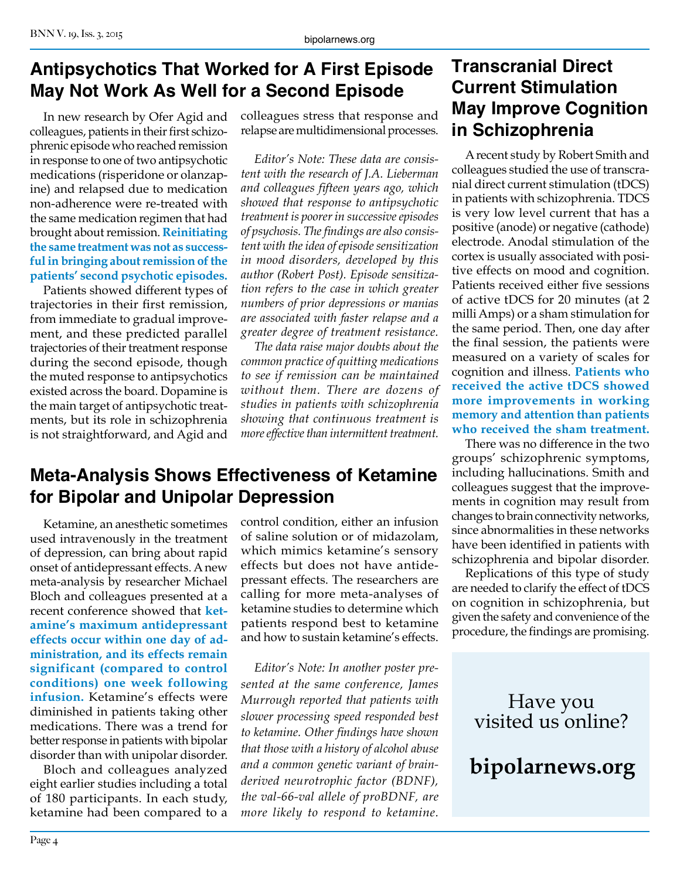## Antipsychotics That Worked for A First Episode May Not Work As Well for a Second Episode

In new research by Ofer Agid and colleagues, patients in their first schizophrenic episode who reached remission in response to one of two antipsychotic medications (risperidone or olanzapine) and relapsed due to medication non-adherence were re-treated with the same medication regimen that had brought about remission. **Reinitiating the same treatment was not as successful in bringing about remission of the patients' second psychotic episodes.**

Patients showed different types of trajectories in their first remission, from immediate to gradual improvement, and these predicted parallel trajectories of their treatment response during the second episode, though the muted response to antipsychotics existed across the board. Dopamine is the main target of antipsychotic treatments, but its role in schizophrenia is not straightforward, and Agid and colleagues stress that response and relapse are multidimensional processes.

*Editor's Note: These data are consistent with the research of J.A. Lieberman and colleagues fifteen years ago, which showed that response to antipsychotic treatment is poorer in successive episodes of psychosis. The findings are also consistent with the idea of episode sensitization in mood disorders, developed by this author (Robert Post). Episode sensitization refers to the case in which greater numbers of prior depressions or manias are associated with faster relapse and a greater degree of treatment resistance.*

*The data raise major doubts about the common practice of quitting medications to see if remission can be maintained without them. There are dozens of studies in patients with schizophrenia showing that continuous treatment is more effective than intermittent treatment.*

## Meta-Analysis Shows Effectiveness of Ketamine for Bipolar and Unipolar Depression

Ketamine, an anesthetic sometimes used intravenously in the treatment of depression, can bring about rapid onset of antidepressant effects. A new meta-analysis by researcher Michael Bloch and colleagues presented at a recent conference showed that **ketamine's maximum antidepressant effects occur within one day of administration, and its effects remain significant (compared to control conditions) one week following infusion.** Ketamine's effects were diminished in patients taking other medications. There was a trend for better response in patients with bipolar disorder than with unipolar disorder.

Bloch and colleagues analyzed eight earlier studies including a total of 180 participants. In each study, ketamine had been compared to a control condition, either an infusion of saline solution or of midazolam, which mimics ketamine's sensory effects but does not have antidepressant effects. The researchers are calling for more meta-analyses of ketamine studies to determine which patients respond best to ketamine and how to sustain ketamine's effects.

*Editor's Note: In another poster presented at the same conference, James Murrough reported that patients with slower processing speed responded best to ketamine. Other findings have shown that those with a history of alcohol abuse and a common genetic variant of brain-derived neurotrophic factor (BDNF), the val-66-val allele of proBDNF, are more likely to respond to ketamine.*

## Transcranial Direct Current Stimulation May Improve Cognition in Schizophrenia

A recent study by Robert Smith and colleagues studied the use of transcranial direct current stimulation (tDCS) in patients with schizophrenia. TDCS is very low level current that has a positive (anode) or negative (cathode) electrode. Anodal stimulation of the cortex is usually associated with positive effects on mood and cognition. Patients received either five sessions of active tDCS for 20 minutes (at 2 milli Amps) or a sham stimulation for the same period. Then, one day after the final session, the patients were measured on a variety of scales for cognition and illness. **Patients who received the active tDCS showed more improvements in working memory and attention than patients who received the sham treatment.**

There was no difference in the two groups' schizophrenic symptoms, including hallucinations. Smith and colleagues suggest that the improvements in cognition may result from changes to brain connectivity networks, since abnormalities in these networks have been identified in patients with schizophrenia and bipolar disorder.

Replications of this type of study are needed to clarify the effect of tDCS on cognition in schizophrenia, but given the safety and convenience of the procedure, the findings are promising.

Have you visited us online?

**bipolarnews.org**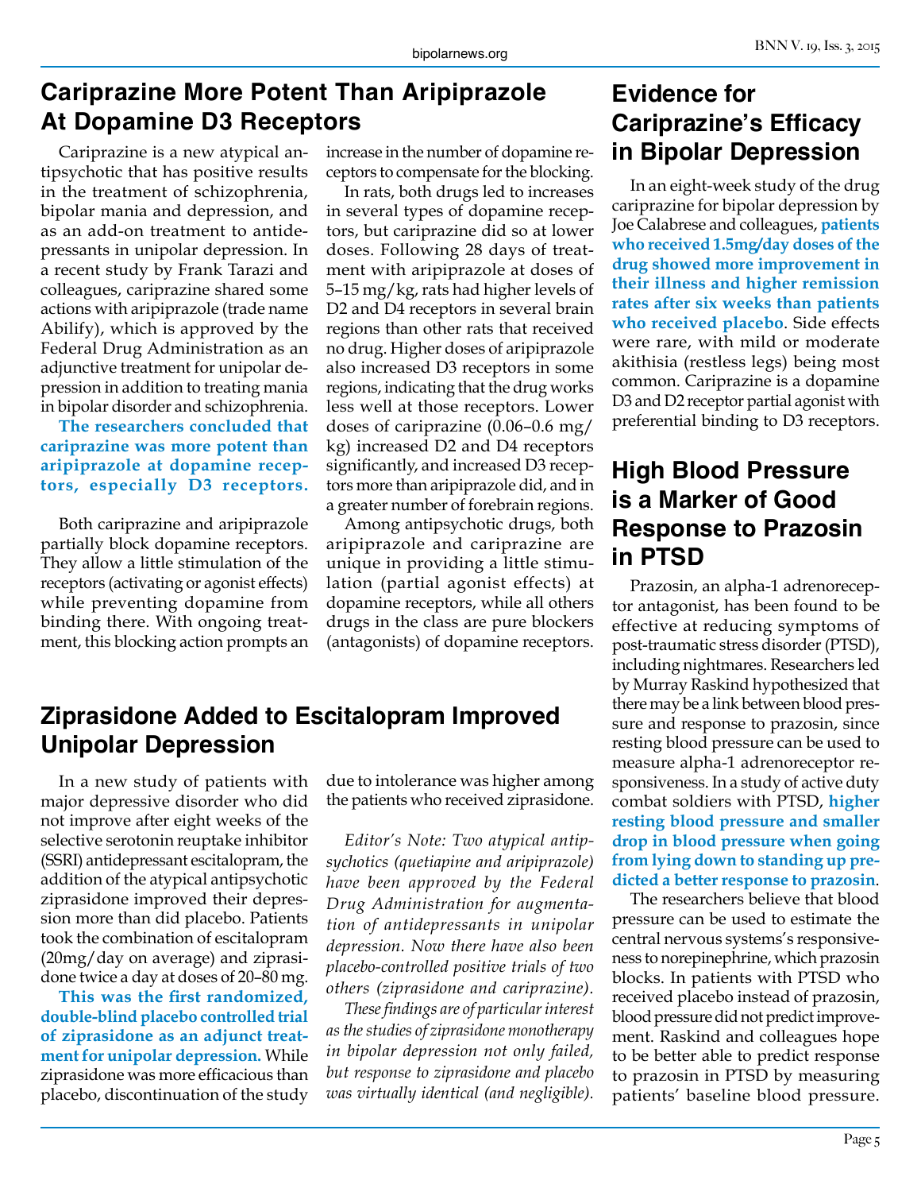## Cariprazine More Potent Than Aripiprazole At Dopamine D3 Receptors

Cariprazine is a new atypical antipsychotic that has positive results in the treatment of schizophrenia, bipolar mania and depression, and as an add-on treatment to antidepressants in unipolar depression. In a recent study by Frank Tarazi and colleagues, cariprazine shared some actions with aripiprazole (trade name Abilify), which is approved by the Federal Drug Administration as an adjunctive treatment for unipolar depression in addition to treating mania in bipolar disorder and schizophrenia.

**The researchers concluded that cariprazine was more potent than aripiprazole at dopamine receptors, especially D3 receptors.**

Both cariprazine and aripiprazole partially block dopamine receptors. They allow a little stimulation of the receptors (activating or agonist effects) while preventing dopamine from binding there. With ongoing treatment, this blocking action prompts an increase in the number of dopamine receptors to compensate for the blocking.

In rats, both drugs led to increases in several types of dopamine receptors, but cariprazine did so at lower doses. Following 28 days of treatment with aripiprazole at doses of 5–15 mg/kg, rats had higher levels of D2 and D4 receptors in several brain regions than other rats that received no drug. Higher doses of aripiprazole also increased D3 receptors in some regions, indicating that the drug works less well at those receptors. Lower doses of cariprazine (0.06–0.6 mg/kg) increased D2 and D4 receptors significantly, and increased D3 receptors more than aripiprazole did, and in a greater number of forebrain regions.

Among antipsychotic drugs, both aripiprazole and cariprazine are unique in providing a little stimulation (partial agonist effects) at dopamine receptors, while all others drugs in the class are pure blockers (antagonists) of dopamine receptors.

## Ziprasidone Added to Escitalopram Improved Unipolar Depression

In a new study of patients with major depressive disorder who did not improve after eight weeks of the selective serotonin reuptake inhibitor (SSRI) antidepressant escitalopram, the addition of the atypical antipsychotic ziprasidone improved their depression more than did placebo. Patients took the combination of escitalopram (20mg/day on average) and ziprasidone twice a day at doses of 20–80 mg.

**This was the first randomized, double-blind placebo controlled trial of ziprasidone as an adjunct treatment for unipolar depression.** While ziprasidone was more efficacious than placebo, discontinuation of the study due to intolerance was higher among the patients who received ziprasidone.

*Editor's Note: Two atypical antipsychotics (quetiapine and aripiprazole) have been approved by the Federal Drug Administration for augmentation of antidepressants in unipolar depression. Now there have also been placebo-controlled positive trials of two others (ziprasidone and cariprazine).*

*These findings are of particular interest as the studies of ziprasidone monotherapy in bipolar depression not only failed, but response to ziprasidone and placebo was virtually identical (and negligible).*

## Evidence for Cariprazine's Efficacy in Bipolar Depression

In an eight-week study of the drug cariprazine for bipolar depression by Joe Calabrese and colleagues, **patients who received 1.5mg/day doses of the drug showed more improvement in their illness and higher remission rates after six weeks than patients who received placebo**. Side effects were rare, with mild or moderate akithisia (restless legs) being most common. Cariprazine is a dopamine D3 and D2 receptor partial agonist with preferential binding to D3 receptors.

## High Blood Pressure is a Marker of Good Response to Prazosin in PTSD

Prazosin, an alpha-1 adrenoreceptor antagonist, has been found to be effective at reducing symptoms of post-traumatic stress disorder (PTSD), including nightmares. Researchers led by Murray Raskind hypothesized that there may be a link between blood pressure and response to prazosin, since resting blood pressure can be used to measure alpha-1 adrenoreceptor responsiveness. In a study of active duty combat soldiers with PTSD, **higher resting blood pressure and smaller drop in blood pressure when going from lying down to standing up predicted a better response to prazosin**.

The researchers believe that blood pressure can be used to estimate the central nervous systems's responsiveness to norepinephrine, which prazosin blocks. In patients with PTSD who received placebo instead of prazosin, blood pressure did not predict improvement. Raskind and colleagues hope to be better able to predict response to prazosin in PTSD by measuring patients' baseline blood pressure.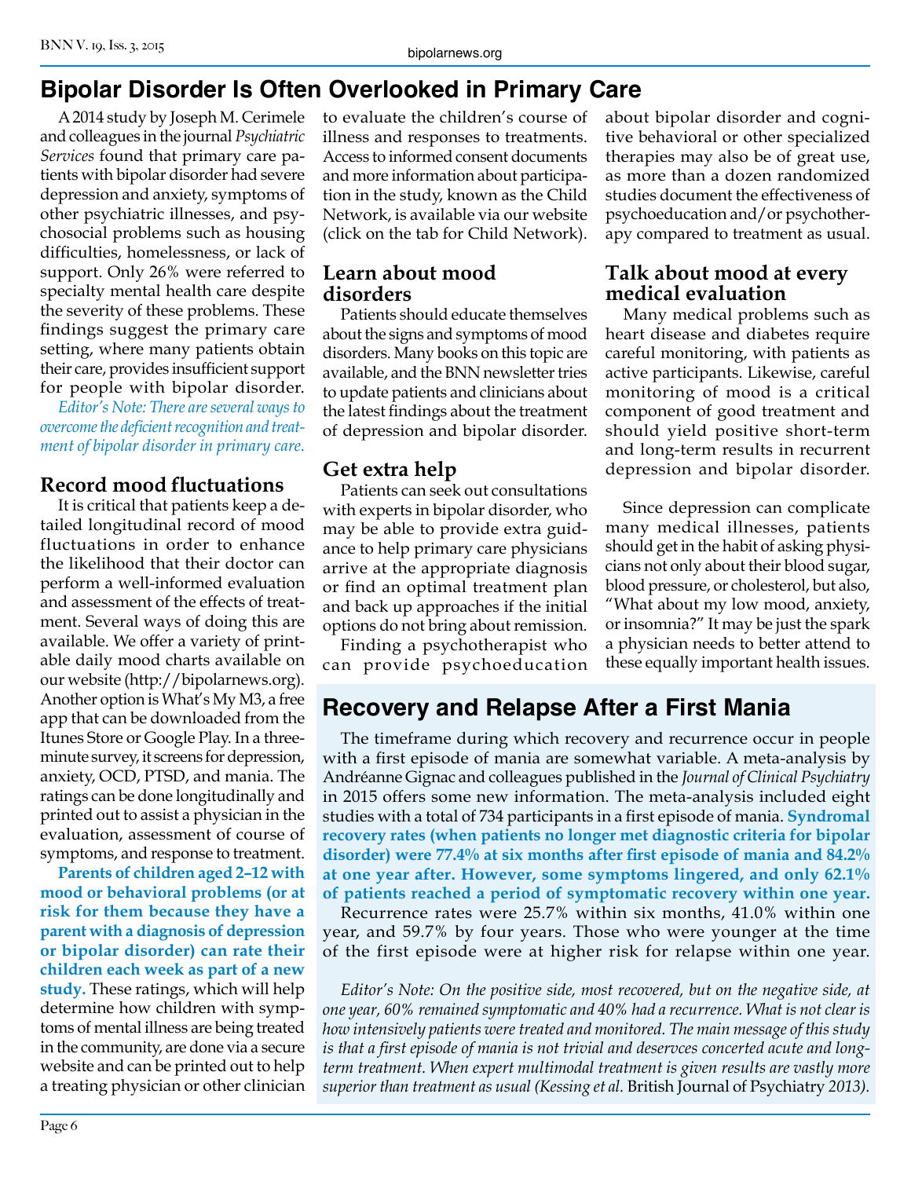# Bipolar Disorder Is Often Overlooked in Primary Care

A 2014 study by Joseph M. Cerimele and colleagues in the journal *Psychiatric Services* found that primary care patients with bipolar disorder had severe depression and anxiety, symptoms of other psychiatric illnesses, and psychosocial problems such as housing difficulties, homelessness, or lack of support. Only 26% were referred to specialty mental health care despite the severity of these problems. These findings suggest the primary care setting, where many patients obtain their care, provides insufficient support for people with bipolar disorder.

*Editor's Note: There are several ways to overcome the deficient recognition and treatment of bipolar disorder in primary care.*

## Record mood fluctuations

It is critical that patients keep a detailed longitudinal record of mood fluctuations in order to enhance the likelihood that their doctor can perform a well-informed evaluation and assessment of the effects of treatment. Several ways of doing this are available. We offer a variety of printable daily mood charts available on our website (http://bipolarnews.org). Another option is What's My M3, a free app that can be downloaded from the Itunes Store or Google Play. In a three-minute survey, it screens for depression, anxiety, OCD, PTSD, and mania. The ratings can be done longitudinally and printed out to assist a physician in the evaluation, assessment of course of symptoms, and response to treatment.

**Parents of children aged 2–12 with mood or behavioral problems (or at risk for them because they have a parent with a diagnosis of depression or bipolar disorder) can rate their children each week as part of a new study.** These ratings, which will help determine how children with symptoms of mental illness are being treated in the community, are done via a secure website and can be printed out to help a treating physician or other clinician to evaluate the children's course of illness and responses to treatments. Access to informed consent documents and more information about participation in the study, known as the Child Network, is available via our website (click on the tab for Child Network).

## Learn about mood disorders

Patients should educate themselves about the signs and symptoms of mood disorders. Many books on this topic are available, and the BNN newsletter tries to update patients and clinicians about the latest findings about the treatment of depression and bipolar disorder.

## Get extra help

Patients can seek out consultations with experts in bipolar disorder, who may be able to provide extra guidance to help primary care physicians arrive at the appropriate diagnosis or find an optimal treatment plan and back up approaches if the initial options do not bring about remission.

Finding a psychotherapist who can provide psychoeducation about bipolar disorder and cognitive behavioral or other specialized therapies may also be of great use, as more than a dozen randomized studies document the effectiveness of psychoeducation and/or psychotherapy compared to treatment as usual.

## Talk about mood at every medical evaluation

Many medical problems such as heart disease and diabetes require careful monitoring, with patients as active participants. Likewise, careful monitoring of mood is a critical component of good treatment and should yield positive short-term and long-term results in recurrent depression and bipolar disorder.

Since depression can complicate many medical illnesses, patients should get in the habit of asking physicians not only about their blood sugar, blood pressure, or cholesterol, but also, "What about my low mood, anxiety, or insomnia?" It may be just the spark a physician needs to better attend to these equally important health issues.

# Recovery and Relapse After a First Mania

The timeframe during which recovery and recurrence occur in people with a first episode of mania are somewhat variable. A meta-analysis by Andréanne Gignac and colleagues published in the *Journal of Clinical Psychiatry* in 2015 offers some new information. The meta-analysis included eight studies with a total of 734 participants in a first episode of mania. **Syndromal recovery rates (when patients no longer met diagnostic criteria for bipolar disorder) were 77.4% at six months after first episode of mania and 84.2% at one year after. However, some symptoms lingered, and only 62.1% of patients reached a period of symptomatic recovery within one year.**

Recurrence rates were 25.7% within six months, 41.0% within one year, and 59.7% by four years. Those who were younger at the time of the first episode were at higher risk for relapse within one year.

*Editor's Note: On the positive side, most recovered, but on the negative side, at one year, 60% remained symptomatic and 40% had a recurrence. What is not clear is how intensively patients were treated and monitored. The main message of this study is that a first episode of mania is not trivial and deservces concerted acute and long-term treatment. When expert multimodal treatment is given results are vastly more superior than treatment as usual (Kessing et al.* British Journal of Psychiatry *2013).*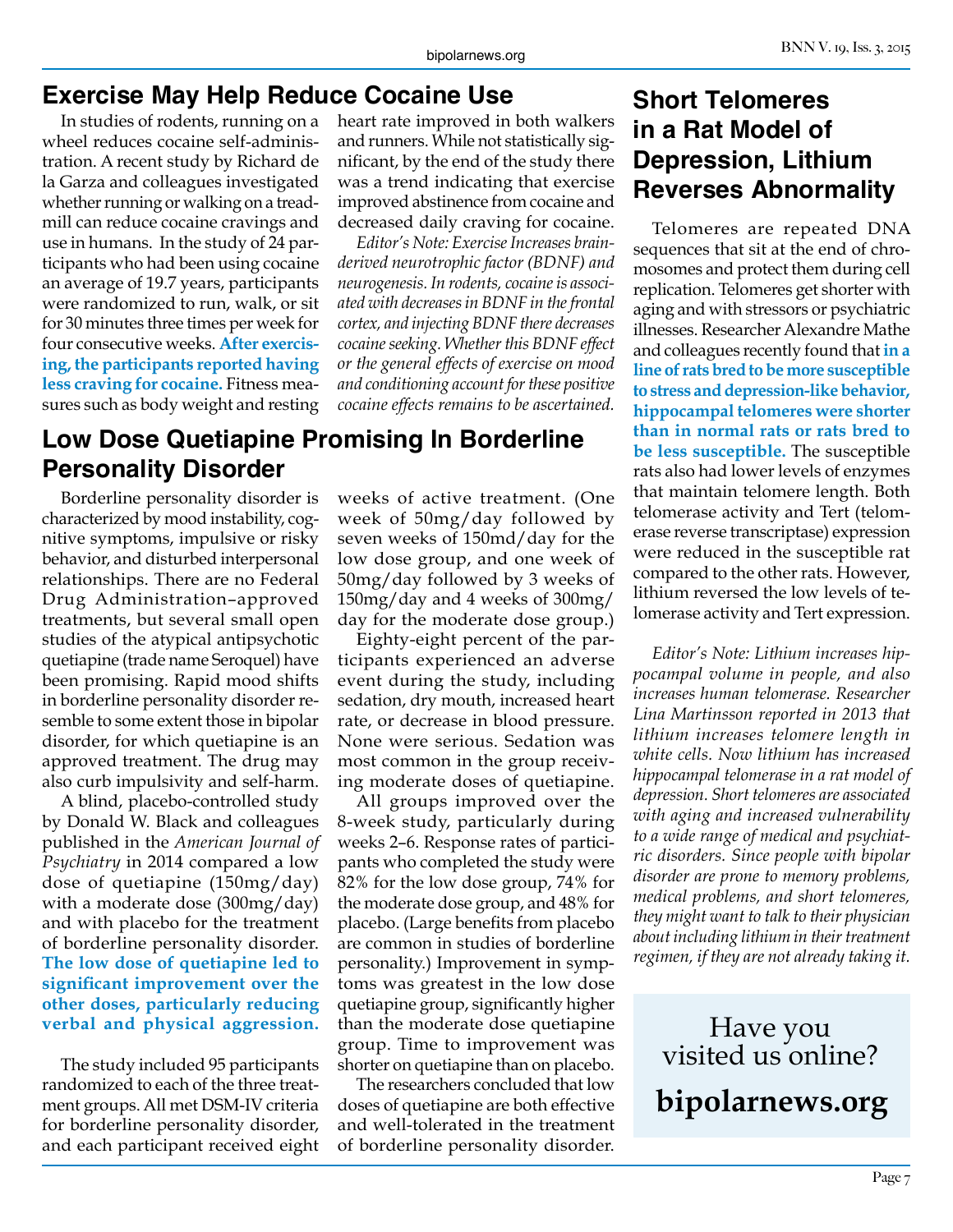## Exercise May Help Reduce Cocaine Use

In studies of rodents, running on a wheel reduces cocaine self-administration. A recent study by Richard de la Garza and colleagues investigated whether running or walking on a treadmill can reduce cocaine cravings and use in humans. In the study of 24 participants who had been using cocaine an average of 19.7 years, participants were randomized to run, walk, or sit for 30 minutes three times per week for four consecutive weeks. **After exercising, the participants reported having less craving for cocaine.** Fitness measures such as body weight and resting heart rate improved in both walkers and runners. While not statistically significant, by the end of the study there was a trend indicating that exercise improved abstinence from cocaine and decreased daily craving for cocaine.

*Editor's Note: Exercise Increases brain-derived neurotrophic factor (BDNF) and neurogenesis. In rodents, cocaine is associated with decreases in BDNF in the frontal cortex, and injecting BDNF there decreases cocaine seeking. Whether this BDNF effect or the general effects of exercise on mood and conditioning account for these positive cocaine effects remains to be ascertained.*

## Low Dose Quetiapine Promising In Borderline Personality Disorder

Borderline personality disorder is characterized by mood instability, cognitive symptoms, impulsive or risky behavior, and disturbed interpersonal relationships. There are no Federal Drug Administration–approved treatments, but several small open studies of the atypical antipsychotic quetiapine (trade name Seroquel) have been promising. Rapid mood shifts in borderline personality disorder resemble to some extent those in bipolar disorder, for which quetiapine is an approved treatment. The drug may also curb impulsivity and self-harm.

A blind, placebo-controlled study by Donald W. Black and colleagues published in the *American Journal of Psychiatry* in 2014 compared a low dose of quetiapine (150mg/day) with a moderate dose (300mg/day) and with placebo for the treatment of borderline personality disorder. **The low dose of quetiapine led to significant improvement over the other doses, particularly reducing verbal and physical aggression.**

The study included 95 participants randomized to each of the three treatment groups. All met DSM-IV criteria for borderline personality disorder, and each participant received eight weeks of active treatment. (One week of 50mg/day followed by seven weeks of 150md/day for the low dose group, and one week of 50mg/day followed by 3 weeks of 150mg/day and 4 weeks of 300mg/day for the moderate dose group.)

Eighty-eight percent of the participants experienced an adverse event during the study, including sedation, dry mouth, increased heart rate, or decrease in blood pressure. None were serious. Sedation was most common in the group receiving moderate doses of quetiapine.

All groups improved over the 8-week study, particularly during weeks 2–6. Response rates of participants who completed the study were 82% for the low dose group, 74% for the moderate dose group, and 48% for placebo. (Large benefits from placebo are common in studies of borderline personality.) Improvement in symptoms was greatest in the low dose quetiapine group, significantly higher than the moderate dose quetiapine group. Time to improvement was shorter on quetiapine than on placebo.

The researchers concluded that low doses of quetiapine are both effective and well-tolerated in the treatment of borderline personality disorder.

## Short Telomeres in a Rat Model of Depression, Lithium Reverses Abnormality

Telomeres are repeated DNA sequences that sit at the end of chromosomes and protect them during cell replication. Telomeres get shorter with aging and with stressors or psychiatric illnesses. Researcher Alexandre Mathe and colleagues recently found that **in a line of rats bred to be more susceptible to stress and depression-like behavior, hippocampal telomeres were shorter than in normal rats or rats bred to be less susceptible.** The susceptible rats also had lower levels of enzymes that maintain telomere length. Both telomerase activity and Tert (telomerase reverse transcriptase) expression were reduced in the susceptible rat compared to the other rats. However, lithium reversed the low levels of telomerase activity and Tert expression.

*Editor's Note: Lithium increases hippocampal volume in people, and also increases human telomerase. Researcher Lina Martinsson reported in 2013 that lithium increases telomere length in white cells. Now lithium has increased hippocampal telomerase in a rat model of depression. Short telomeres are associated with aging and increased vulnerability to a wide range of medical and psychiatric disorders. Since people with bipolar disorder are prone to memory problems, medical problems, and short telomeres, they might want to talk to their physician about including lithium in their treatment regimen, if they are not already taking it.*

Have you visited us online?

**bipolarnews.org**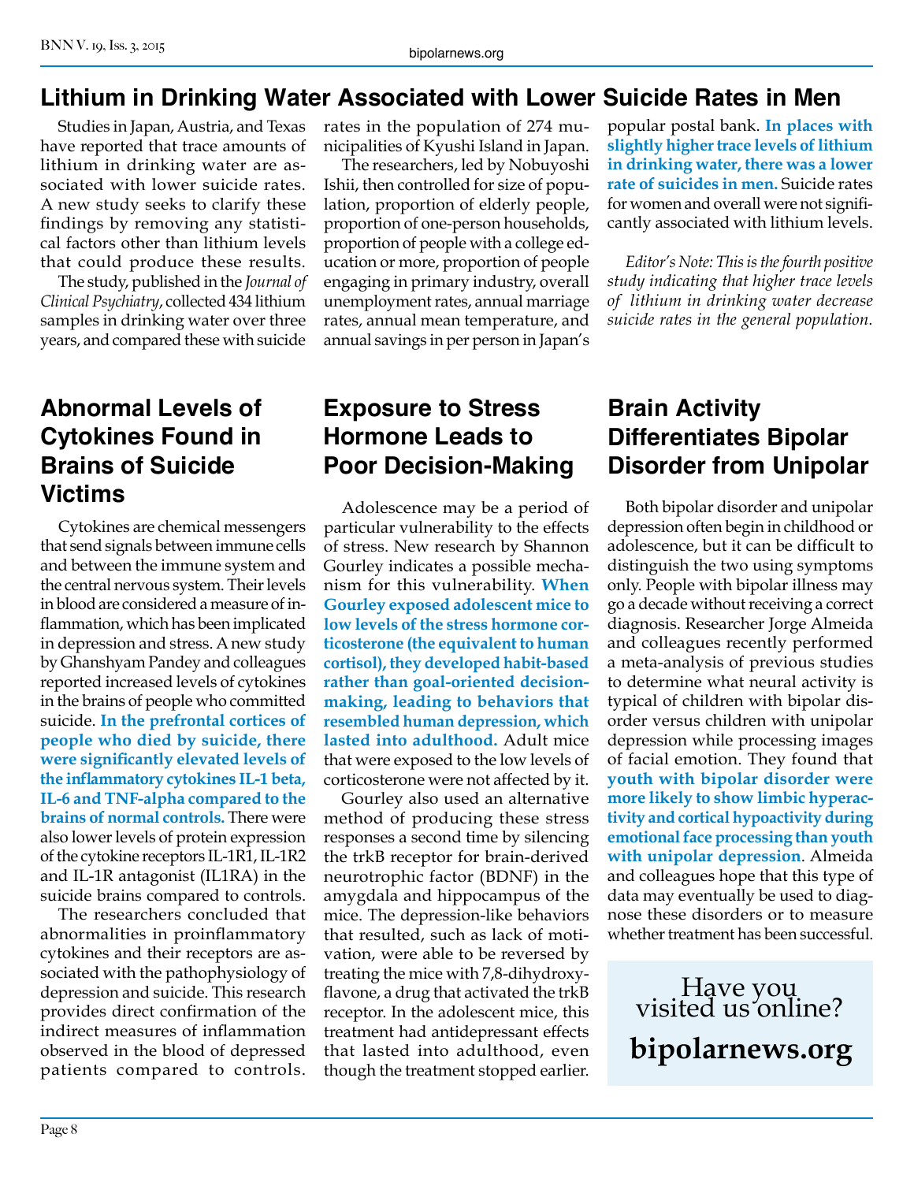## Lithium in Drinking Water Associated with Lower Suicide Rates in Men

Studies in Japan, Austria, and Texas have reported that trace amounts of lithium in drinking water are associated with lower suicide rates. A new study seeks to clarify these findings by removing any statistical factors other than lithium levels that could produce these results.

The study, published in the *Journal of Clinical Psychiatry*, collected 434 lithium samples in drinking water over three years, and compared these with suicide rates in the population of 274 municipalities of Kyushi Island in Japan.

The researchers, led by Nobuyoshi Ishii, then controlled for size of population, proportion of elderly people, proportion of one-person households, proportion of people with a college education or more, proportion of people engaging in primary industry, overall unemployment rates, annual marriage rates, annual mean temperature, and annual savings in per person in Japan's popular postal bank. **In places with slightly higher trace levels of lithium in drinking water, there was a lower rate of suicides in men.** Suicide rates for women and overall were not significantly associated with lithium levels.

*Editor's Note: This is the fourth positive study indicating that higher trace levels of lithium in drinking water decrease suicide rates in the general population.*

## Abnormal Levels of Cytokines Found in Brains of Suicide Victims

Cytokines are chemical messengers that send signals between immune cells and between the immune system and the central nervous system. Their levels in blood are considered a measure of inflammation, which has been implicated in depression and stress. A new study by Ghanshyam Pandey and colleagues reported increased levels of cytokines in the brains of people who committed suicide. **In the prefrontal cortices of people who died by suicide, there were significantly elevated levels of the inflammatory cytokines IL-1 beta, IL-6 and TNF-alpha compared to the brains of normal controls.** There were also lower levels of protein expression of the cytokine receptors IL-1R1, IL-1R2 and IL-1R antagonist (IL1RA) in the suicide brains compared to controls.

The researchers concluded that abnormalities in proinflammatory cytokines and their receptors are associated with the pathophysiology of depression and suicide. This research provides direct confirmation of the indirect measures of inflammation observed in the blood of depressed patients compared to controls.

## Exposure to Stress Hormone Leads to Poor Decision-Making

Adolescence may be a period of particular vulnerability to the effects of stress. New research by Shannon Gourley indicates a possible mechanism for this vulnerability. **When Gourley exposed adolescent mice to low levels of the stress hormone corticosterone (the equivalent to human cortisol), they developed habit-based rather than goal-oriented decision-making, leading to behaviors that resembled human depression, which lasted into adulthood.** Adult mice that were exposed to the low levels of corticosterone were not affected by it.

Gourley also used an alternative method of producing these stress responses a second time by silencing the trkB receptor for brain-derived neurotrophic factor (BDNF) in the amygdala and hippocampus of the mice. The depression-like behaviors that resulted, such as lack of motivation, were able to be reversed by treating the mice with 7,8-dihydroxyflavone, a drug that activated the trkB receptor. In the adolescent mice, this treatment had antidepressant effects that lasted into adulthood, even though the treatment stopped earlier.

## Brain Activity Differentiates Bipolar Disorder from Unipolar

Both bipolar disorder and unipolar depression often begin in childhood or adolescence, but it can be difficult to distinguish the two using symptoms only. People with bipolar illness may go a decade without receiving a correct diagnosis. Researcher Jorge Almeida and colleagues recently performed a meta-analysis of previous studies to determine what neural activity is typical of children with bipolar disorder versus children with unipolar depression while processing images of facial emotion. They found that **youth with bipolar disorder were more likely to show limbic hyperactivity and cortical hypoactivity during emotional face processing than youth with unipolar depression**. Almeida and colleagues hope that this type of data may eventually be used to diagnose these disorders or to measure whether treatment has been successful.

Have you visited us online?

**bipolarnews.org**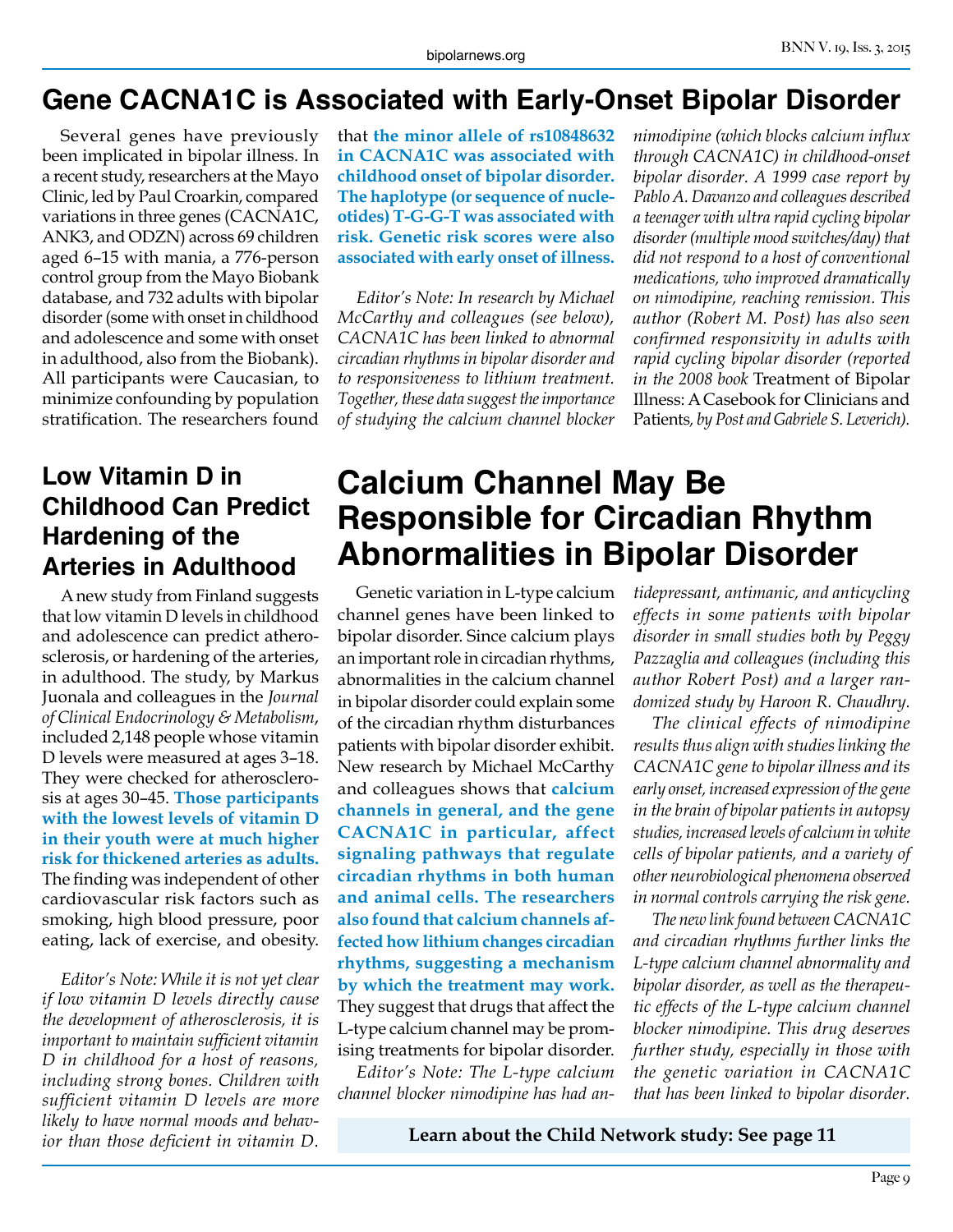# Gene CACNA1C is Associated with Early-Onset Bipolar Disorder

Several genes have previously been implicated in bipolar illness. In a recent study, researchers at the Mayo Clinic, led by Paul Croarkin, compared variations in three genes (CACNA1C, ANK3, and ODZN) across 69 children aged 6–15 with mania, a 776-person control group from the Mayo Biobank database, and 732 adults with bipolar disorder (some with onset in childhood and adolescence and some with onset in adulthood, also from the Biobank). All participants were Caucasian, to minimize confounding by population stratification. The researchers found that **the minor allele of rs10848632 in CACNA1C was associated with childhood onset of bipolar disorder. The haplotype (or sequence of nucleotides) T-G-G-T was associated with risk. Genetic risk scores were also associated with early onset of illness.**

*Editor's Note: In research by Michael McCarthy and colleagues (see below), CACNA1C has been linked to abnormal circadian rhythms in bipolar disorder and to responsiveness to lithium treatment. Together, these data suggest the importance of studying the calcium channel blocker nimodipine (which blocks calcium influx through CACNA1C) in childhood-onset bipolar disorder. A 1999 case report by Pablo A. Davanzo and colleagues described a teenager with ultra rapid cycling bipolar disorder (multiple mood switches/day) that did not respond to a host of conventional medications, who improved dramatically on nimodipine, reaching remission. This author (Robert M. Post) has also seen confirmed responsivity in adults with rapid cycling bipolar disorder (reported in the 2008 book* Treatment of Bipolar Illness: A Casebook for Clinicians and Patients, *by Post and Gabriele S. Leverich).*

## Low Vitamin D in Childhood Can Predict Hardening of the Arteries in Adulthood

A new study from Finland suggests that low vitamin D levels in childhood and adolescence can predict atherosclerosis, or hardening of the arteries, in adulthood. The study, by Markus Juonala and colleagues in the *Journal of Clinical Endocrinology & Metabolism*, included 2,148 people whose vitamin D levels were measured at ages 3–18. They were checked for atherosclerosis at ages 30–45. **Those participants with the lowest levels of vitamin D in their youth were at much higher risk for thickened arteries as adults.** The finding was independent of other cardiovascular risk factors such as smoking, high blood pressure, poor eating, lack of exercise, and obesity.

*Editor's Note: While it is not yet clear if low vitamin D levels directly cause the development of atherosclerosis, it is important to maintain sufficient vitamin D in childhood for a host of reasons, including strong bones. Children with sufficient vitamin D levels are more likely to have normal moods and behavior than those deficient in vitamin D.*

# Calcium Channel May Be Responsible for Circadian Rhythm Abnormalities in Bipolar Disorder

Genetic variation in L-type calcium channel genes have been linked to bipolar disorder. Since calcium plays an important role in circadian rhythms, abnormalities in the calcium channel in bipolar disorder could explain some of the circadian rhythm disturbances patients with bipolar disorder exhibit. New research by Michael McCarthy and colleagues shows that **calcium channels in general, and the gene CACNA1C in particular, affect signaling pathways that regulate circadian rhythms in both human and animal cells. The researchers also found that calcium channels affected how lithium changes circadian rhythms, suggesting a mechanism by which the treatment may work.** They suggest that drugs that affect the L-type calcium channel may be promising treatments for bipolar disorder.

*Editor's Note: The L-type calcium channel blocker nimodipine has had antidepressant, antimanic, and anticycling effects in some patients with bipolar disorder in small studies both by Peggy Pazzaglia and colleagues (including this author Robert Post) and a larger randomized study by Haroon R. Chaudhry.*

*The clinical effects of nimodipine results thus align with studies linking the CACNA1C gene to bipolar illness and its early onset, increased expression of the gene in the brain of bipolar patients in autopsy studies, increased levels of calcium in white cells of bipolar patients, and a variety of other neurobiological phenomena observed in normal controls carrying the risk gene.*

*The new link found between CACNA1C and circadian rhythms further links the L-type calcium channel abnormality and bipolar disorder, as well as the therapeutic effects of the L-type calcium channel blocker nimodipine. This drug deserves further study, especially in those with the genetic variation in CACNA1C that has been linked to bipolar disorder.*

**Learn about the Child Network study: See page 11**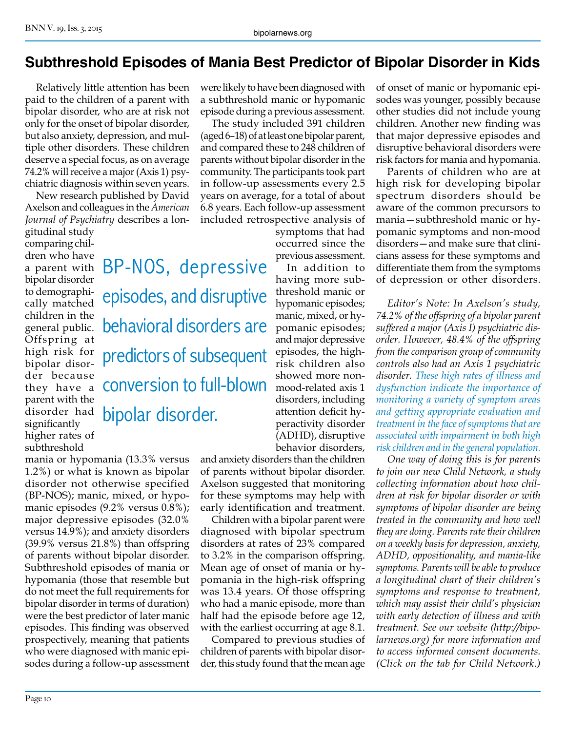# Subthreshold Episodes of Mania Best Predictor of Bipolar Disorder in Kids

Relatively little attention has been paid to the children of a parent with bipolar disorder, who are at risk not only for the onset of bipolar disorder, but also anxiety, depression, and multiple other disorders. These children deserve a special focus, as on average 74.2% will receive a major (Axis 1) psychiatric diagnosis within seven years.

New research published by David Axelson and colleagues in the *American Journal of Psychiatry* describes a longitudinal study comparing children who have a parent with bipolar disorder to demographically matched children in the general public. Offspring at high risk for bipolar disorder because they have a parent with the disorder had significantly higher rates of subthreshold mania or hypomania (13.3% versus 1.2%) or what is known as bipolar disorder not otherwise specified (BP-NOS); manic, mixed, or hypomanic episodes (9.2% versus 0.8%); major depressive episodes (32.0% versus 14.9%); and anxiety disorders (39.9% versus 21.8%) than offspring of parents without bipolar disorder. Subthreshold episodes of mania or hypomania (those that resemble but do not meet the full requirements for bipolar disorder in terms of duration) were the best predictor of later manic episodes. This finding was observed prospectively, meaning that patients who were diagnosed with manic episodes during a follow-up assessment were likely to have been diagnosed with a subthreshold manic or hypomanic episode during a previous assessment.

> BP-NOS, depressive episodes, and disruptive behavioral disorders are predictors of subsequent conversion to full-blown bipolar disorder.

The study included 391 children (aged 6–18) of at least one bipolar parent, and compared these to 248 children of parents without bipolar disorder in the community. The participants took part in follow-up assessments every 2.5 years on average, for a total of about 6.8 years. Each follow-up assessment included retrospective analysis of symptoms that had occurred since the previous assessment.

In addition to having more subthreshold manic or hypomanic episodes; manic, mixed, or hypomanic episodes; and major depressive episodes, the high-risk children also showed more non-mood-related axis 1 disorders, including attention deficit hyperactivity disorder (ADHD), disruptive behavior disorders, and anxiety disorders than the children of parents without bipolar disorder. Axelson suggested that monitoring for these symptoms may help with early identification and treatment.

Children with a bipolar parent were diagnosed with bipolar spectrum disorders at rates of 23% compared to 3.2% in the comparison offspring. Mean age of onset of mania or hypomania in the high-risk offspring was 13.4 years. Of those offspring who had a manic episode, more than half had the episode before age 12, with the earliest occurring at age 8.1.

Compared to previous studies of children of parents with bipolar disorder, this study found that the mean age of onset of manic or hypomanic episodes was younger, possibly because other studies did not include young children. Another new finding was that major depressive episodes and disruptive behavioral disorders were risk factors for mania and hypomania.

Parents of children who are at high risk for developing bipolar spectrum disorders should be aware of the common precursors to mania—subthreshold manic or hypomanic symptoms and non-mood disorders—and make sure that clinicians assess for these symptoms and differentiate them from the symptoms of depression or other disorders.

*Editor's Note: In Axelson's study, 74.2% of the offspring of a bipolar parent suffered a major (Axis I) psychiatric disorder. However, 48.4% of the offspring from the comparison group of community controls also had an Axis 1 psychiatric disorder. These high rates of illness and dysfunction indicate the importance of monitoring a variety of symptom areas and getting appropriate evaluation and treatment in the face of symptoms that are associated with impairment in both high risk children and in the general population.*

*One way of doing this is for parents to join our new Child Network, a study collecting information about how children at risk for bipolar disorder or with symptoms of bipolar disorder are being treated in the community and how well they are doing. Parents rate their children on a weekly basis for depression, anxiety, ADHD, oppositionality, and mania-like symptoms. Parents will be able to produce a longitudinal chart of their children's symptoms and response to treatment, which may assist their child's physician with early detection of illness and with treatment. See our website (http://bipolarnews.org) for more information and to access informed consent documents. (Click on the tab for Child Network.)*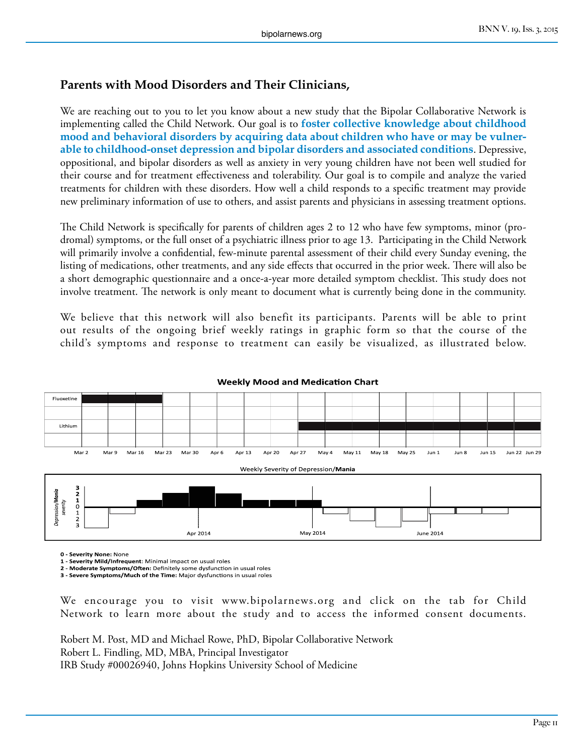## Parents with Mood Disorders and Their Clinicians,

We are reaching out to you to let you know about a new study that the Bipolar Collaborative Network is implementing called the Child Network. Our goal is to **foster collective knowledge about childhood mood and behavioral disorders by acquiring data about children who have or may be vulnerable to childhood-onset depression and bipolar disorders and associated conditions**. Depressive, oppositional, and bipolar disorders as well as anxiety in very young children have not been well studied for their course and for treatment effectiveness and tolerability. Our goal is to compile and analyze the varied treatments for children with these disorders. How well a child responds to a specific treatment may provide new preliminary information of use to others, and assist parents and physicians in assessing treatment options.

The Child Network is specifically for parents of children ages 2 to 12 who have few symptoms, minor (prodromal) symptoms, or the full onset of a psychiatric illness prior to age 13. Participating in the Child Network will primarily involve a confidential, few-minute parental assessment of their child every Sunday evening, the listing of medications, other treatments, and any side effects that occurred in the prior week. There will also be a short demographic questionnaire and a once-a-year more detailed symptom checklist. This study does not involve treatment. The network is only meant to document what is currently being done in the community.

We believe that this network will also benefit its participants. Parents will be able to print out results of the ongoing brief weekly ratings in graphic form so that the course of the child's symptoms and response to treatment can easily be visualized, as illustrated below.

**Weekly Mood and Medication Chart**

Weekly Severity of Depression/**Mania**

**0 - Severity None:** None
**1 - Severity Mild/Infrequent:** Minimal impact on usual roles
**2 - Moderate Symptoms/Often:** Definitely some dysfunction in usual roles
**3 - Severe Symptoms/Much of the Time:** Major dysfunctions in usual roles

We encourage you to visit www.bipolarnews.org and click on the tab for Child Network to learn more about the study and to access the informed consent documents.

Robert M. Post, MD and Michael Rowe, PhD, Bipolar Collaborative Network
Robert L. Findling, MD, MBA, Principal Investigator
IRB Study #00026940, Johns Hopkins University School of Medicine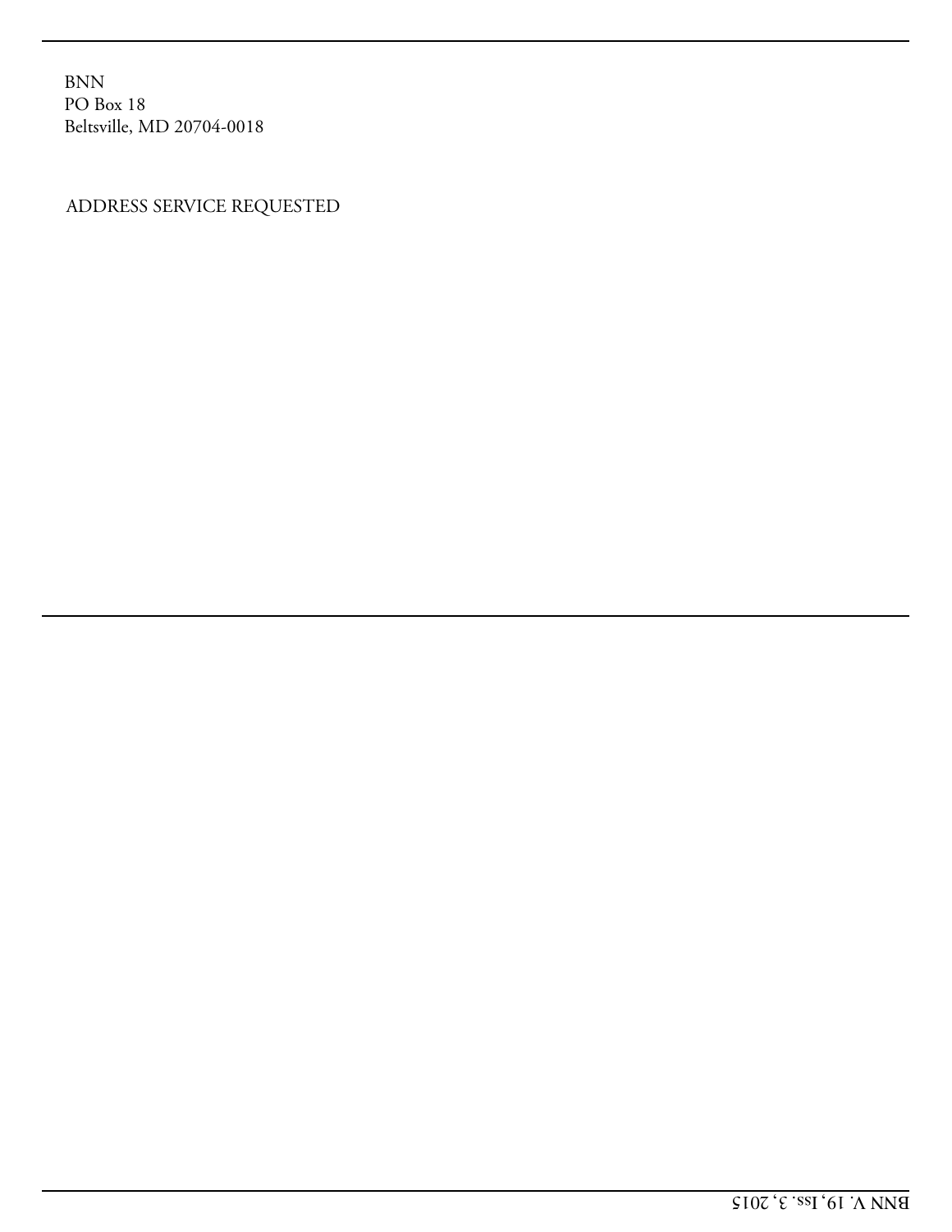BNN
PO Box 18
Beltsville, MD 20704-0018

ADDRESS SERVICE REQUESTED